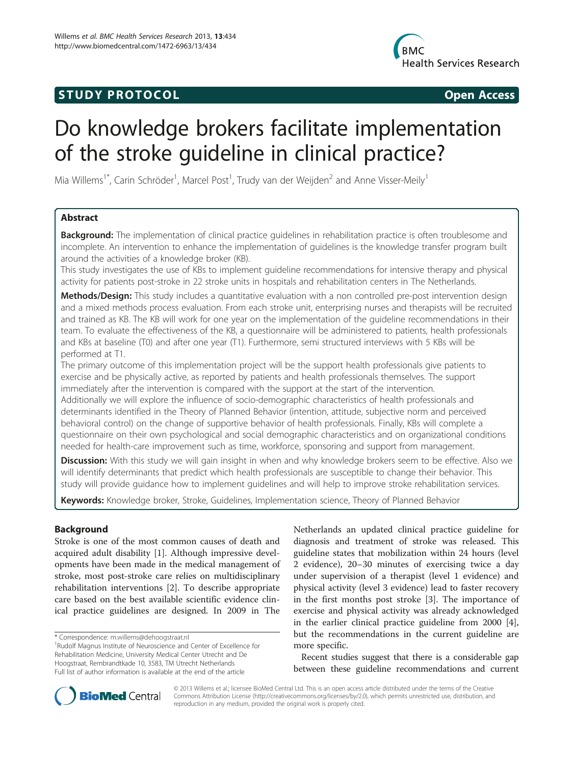STUDY PROTOCOL Open Access

# Do knowledge brokers facilitate implementation of the stroke guideline in clinical practice?

Mia Willems[1*], Carin Schröder[1], Marcel Post[1], Trudy van der Weijden[2] and Anne Visser-Meily[1]

## Abstract

**Background:** The implementation of clinical practice guidelines in rehabilitation practice is often troublesome and incomplete. An intervention to enhance the implementation of guidelines is the knowledge transfer program built around the activities of a knowledge broker (KB).

This study investigates the use of KBs to implement guideline recommendations for intensive therapy and physical activity for patients post-stroke in 22 stroke units in hospitals and rehabilitation centers in The Netherlands.

**Methods/Design:** This study includes a quantitative evaluation with a non controlled pre-post intervention design and a mixed methods process evaluation. From each stroke unit, enterprising nurses and therapists will be recruited and trained as KB. The KB will work for one year on the implementation of the guideline recommendations in their team. To evaluate the effectiveness of the KB, a questionnaire will be administered to patients, health professionals and KBs at baseline (T0) and after one year (T1). Furthermore, semi structured interviews with 5 KBs will be performed at T1.

The primary outcome of this implementation project will be the support health professionals give patients to exercise and be physically active, as reported by patients and health professionals themselves. The support immediately after the intervention is compared with the support at the start of the intervention.

Additionally we will explore the influence of socio-demographic characteristics of health professionals and determinants identified in the Theory of Planned Behavior (intention, attitude, subjective norm and perceived behavioral control) on the change of supportive behavior of health professionals. Finally, KBs will complete a questionnaire on their own psychological and social demographic characteristics and on organizational conditions needed for health-care improvement such as time, workforce, sponsoring and support from management.

**Discussion:** With this study we will gain insight in when and why knowledge brokers seem to be effective. Also we will identify determinants that predict which health professionals are susceptible to change their behavior. This study will provide guidance how to implement guidelines and will help to improve stroke rehabilitation services.

**Keywords:** Knowledge broker, Stroke, Guidelines, Implementation science, Theory of Planned Behavior

## Background

Stroke is one of the most common causes of death and acquired adult disability [1]. Although impressive developments have been made in the medical management of stroke, most post-stroke care relies on multidisciplinary rehabilitation interventions [2]. To describe appropriate care based on the best available scientific evidence clinical practice guidelines are designed. In 2009 in The Netherlands an updated clinical practice guideline for diagnosis and treatment of stroke was released. This guideline states that mobilization within 24 hours (level 2 evidence), 20–30 minutes of exercising twice a day under supervision of a therapist (level 1 evidence) and physical activity (level 3 evidence) lead to faster recovery in the first months post stroke [3]. The importance of exercise and physical activity was already acknowledged in the earlier clinical practice guideline from 2000 [4], but the recommendations in the current guideline are more specific.

Recent studies suggest that there is a considerable gap between these guideline recommendations and current

\* Correspondence: m.willems@dehoogstraat.nl

[1]Rudolf Magnus Institute of Neuroscience and Center of Excellence for Rehabilitation Medicine, University Medical Center Utrecht and De Hoogstraat, Rembrandtkade 10, 3583, TM Utrecht Netherlands

Full list of author information is available at the end of the article

© 2013 Willems et al.; licensee BioMed Central Ltd. This is an open access article distributed under the terms of the Creative Commons Attribution License (http://creativecommons.org/licenses/by/2.0), which permits unrestricted use, distribution, and reproduction in any medium, provided the original work is properly cited.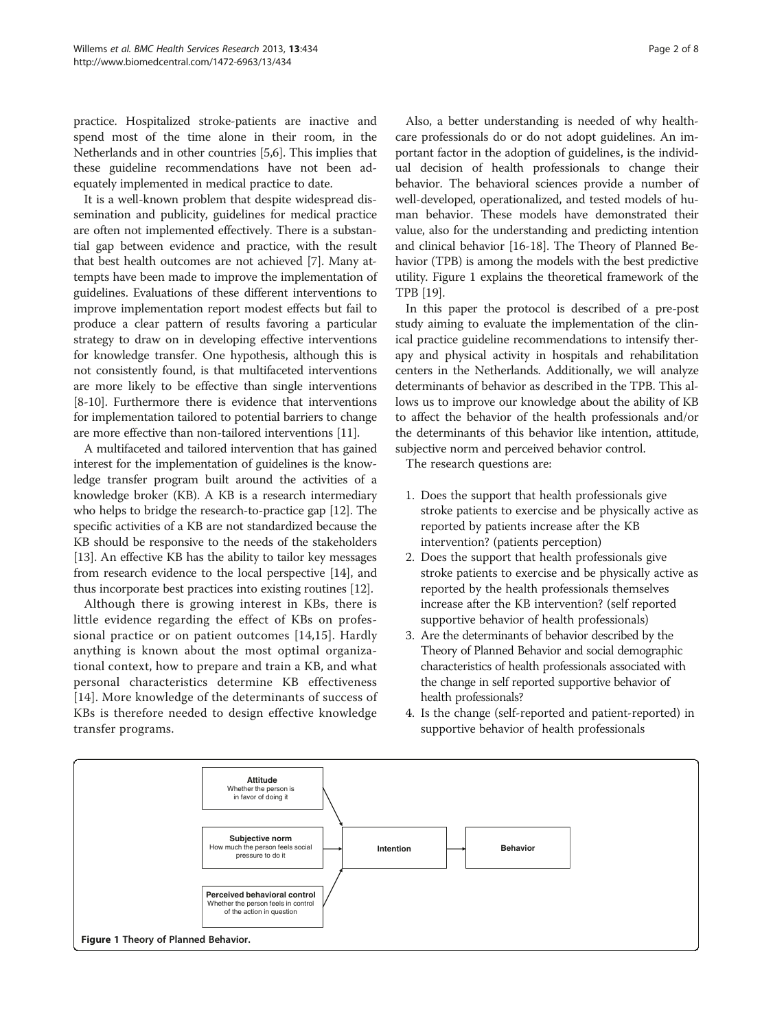practice. Hospitalized stroke-patients are inactive and spend most of the time alone in their room, in the Netherlands and in other countries [5,6]. This implies that these guideline recommendations have not been adequately implemented in medical practice to date.

It is a well-known problem that despite widespread dissemination and publicity, guidelines for medical practice are often not implemented effectively. There is a substantial gap between evidence and practice, with the result that best health outcomes are not achieved [7]. Many attempts have been made to improve the implementation of guidelines. Evaluations of these different interventions to improve implementation report modest effects but fail to produce a clear pattern of results favoring a particular strategy to draw on in developing effective interventions for knowledge transfer. One hypothesis, although this is not consistently found, is that multifaceted interventions are more likely to be effective than single interventions [8-10]. Furthermore there is evidence that interventions for implementation tailored to potential barriers to change are more effective than non-tailored interventions [11].

A multifaceted and tailored intervention that has gained interest for the implementation of guidelines is the knowledge transfer program built around the activities of a knowledge broker (KB). A KB is a research intermediary who helps to bridge the research-to-practice gap [12]. The specific activities of a KB are not standardized because the KB should be responsive to the needs of the stakeholders [13]. An effective KB has the ability to tailor key messages from research evidence to the local perspective [14], and thus incorporate best practices into existing routines [12].

Although there is growing interest in KBs, there is little evidence regarding the effect of KBs on professional practice or on patient outcomes [14,15]. Hardly anything is known about the most optimal organizational context, how to prepare and train a KB, and what personal characteristics determine KB effectiveness [14]. More knowledge of the determinants of success of KBs is therefore needed to design effective knowledge transfer programs.

Also, a better understanding is needed of why healthcare professionals do or do not adopt guidelines. An important factor in the adoption of guidelines, is the individual decision of health professionals to change their behavior. The behavioral sciences provide a number of well-developed, operationalized, and tested models of human behavior. These models have demonstrated their value, also for the understanding and predicting intention and clinical behavior [16-18]. The Theory of Planned Behavior (TPB) is among the models with the best predictive utility. Figure 1 explains the theoretical framework of the TPB [19].

In this paper the protocol is described of a pre-post study aiming to evaluate the implementation of the clinical practice guideline recommendations to intensify therapy and physical activity in hospitals and rehabilitation centers in the Netherlands. Additionally, we will analyze determinants of behavior as described in the TPB. This allows us to improve our knowledge about the ability of KB to affect the behavior of the health professionals and/or the determinants of this behavior like intention, attitude, subjective norm and perceived behavior control.

The research questions are:

1. Does the support that health professionals give stroke patients to exercise and be physically active as reported by patients increase after the KB intervention? (patients perception)
2. Does the support that health professionals give stroke patients to exercise and be physically active as reported by the health professionals themselves increase after the KB intervention? (self reported supportive behavior of health professionals)
3. Are the determinants of behavior described by the Theory of Planned Behavior and social demographic characteristics of health professionals associated with the change in self reported supportive behavior of health professionals?
4. Is the change (self-reported and patient-reported) in supportive behavior of health professionals

**Attitude**
Whether the person is in favor of doing it

**Subjective norm**
How much the person feels social pressure to do it

**Perceived behavioral control**
Whether the person feels in control of the action in question

**Intention** → **Behavior**

**Figure 1** Theory of Planned Behavior.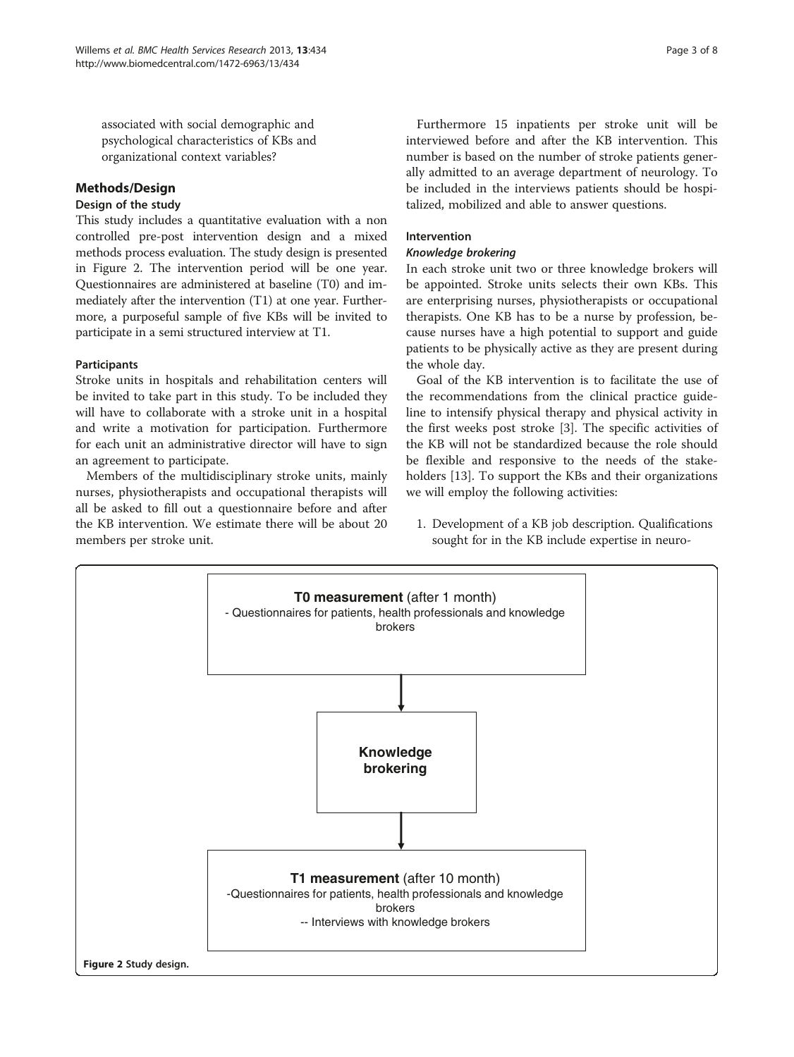associated with social demographic and psychological characteristics of KBs and organizational context variables?

## Methods/Design

### Design of the study

This study includes a quantitative evaluation with a non controlled pre-post intervention design and a mixed methods process evaluation. The study design is presented in Figure 2. The intervention period will be one year. Questionnaires are administered at baseline (T0) and immediately after the intervention (T1) at one year. Furthermore, a purposeful sample of five KBs will be invited to participate in a semi structured interview at T1.

### Participants

Stroke units in hospitals and rehabilitation centers will be invited to take part in this study. To be included they will have to collaborate with a stroke unit in a hospital and write a motivation for participation. Furthermore for each unit an administrative director will have to sign an agreement to participate.

Members of the multidisciplinary stroke units, mainly nurses, physiotherapists and occupational therapists will all be asked to fill out a questionnaire before and after the KB intervention. We estimate there will be about 20 members per stroke unit.

Furthermore 15 inpatients per stroke unit will be interviewed before and after the KB intervention. This number is based on the number of stroke patients generally admitted to an average department of neurology. To be included in the interviews patients should be hospitalized, mobilized and able to answer questions.

### Intervention

#### *Knowledge brokering*

In each stroke unit two or three knowledge brokers will be appointed. Stroke units selects their own KBs. This are enterprising nurses, physiotherapists or occupational therapists. One KB has to be a nurse by profession, because nurses have a high potential to support and guide patients to be physically active as they are present during the whole day.

Goal of the KB intervention is to facilitate the use of the recommendations from the clinical practice guideline to intensify physical therapy and physical activity in the first weeks post stroke [3]. The specific activities of the KB will not be standardized because the role should be flexible and responsive to the needs of the stakeholders [13]. To support the KBs and their organizations we will employ the following activities:

1. Development of a KB job description. Qualifications sought for in the KB include expertise in neuro-

**T0 measurement** (after 1 month)
- Questionnaires for patients, health professionals and knowledge brokers

↓

**Knowledge brokering**

↓

**T1 measurement** (after 10 month)
-Questionnaires for patients, health professionals and knowledge brokers
-- Interviews with knowledge brokers

**Figure 2** Study design.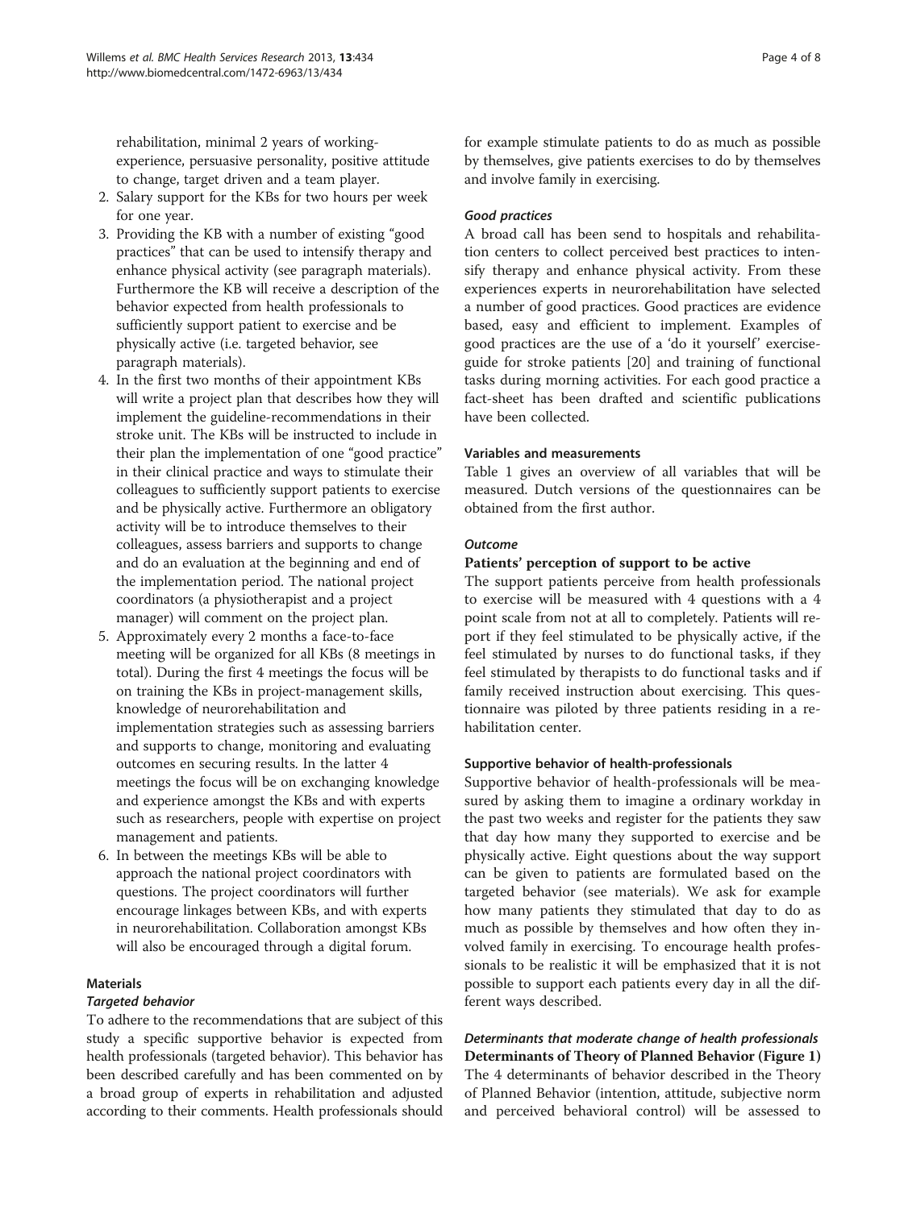rehabilitation, minimal 2 years of working-experience, persuasive personality, positive attitude to change, target driven and a team player.

2. Salary support for the KBs for two hours per week for one year.
3. Providing the KB with a number of existing "good practices" that can be used to intensify therapy and enhance physical activity (see paragraph materials). Furthermore the KB will receive a description of the behavior expected from health professionals to sufficiently support patient to exercise and be physically active (i.e. targeted behavior, see paragraph materials).
4. In the first two months of their appointment KBs will write a project plan that describes how they will implement the guideline-recommendations in their stroke unit. The KBs will be instructed to include in their plan the implementation of one "good practice" in their clinical practice and ways to stimulate their colleagues to sufficiently support patients to exercise and be physically active. Furthermore an obligatory activity will be to introduce themselves to their colleagues, assess barriers and supports to change and do an evaluation at the beginning and end of the implementation period. The national project coordinators (a physiotherapist and a project manager) will comment on the project plan.
5. Approximately every 2 months a face-to-face meeting will be organized for all KBs (8 meetings in total). During the first 4 meetings the focus will be on training the KBs in project-management skills, knowledge of neurorehabilitation and implementation strategies such as assessing barriers and supports to change, monitoring and evaluating outcomes en securing results. In the latter 4 meetings the focus will be on exchanging knowledge and experience amongst the KBs and with experts such as researchers, people with expertise on project management and patients.
6. In between the meetings KBs will be able to approach the national project coordinators with questions. The project coordinators will further encourage linkages between KBs, and with experts in neurorehabilitation. Collaboration amongst KBs will also be encouraged through a digital forum.

## Materials

### *Targeted behavior*

To adhere to the recommendations that are subject of this study a specific supportive behavior is expected from health professionals (targeted behavior). This behavior has been described carefully and has been commented on by a broad group of experts in rehabilitation and adjusted according to their comments. Health professionals should for example stimulate patients to do as much as possible by themselves, give patients exercises to do by themselves and involve family in exercising.

### *Good practices*

A broad call has been send to hospitals and rehabilitation centers to collect perceived best practices to intensify therapy and enhance physical activity. From these experiences experts in neurorehabilitation have selected a number of good practices. Good practices are evidence based, easy and efficient to implement. Examples of good practices are the use of a 'do it yourself' exercise-guide for stroke patients [20] and training of functional tasks during morning activities. For each good practice a fact-sheet has been drafted and scientific publications have been collected.

## Variables and measurements

Table 1 gives an overview of all variables that will be measured. Dutch versions of the questionnaires can be obtained from the first author.

### *Outcome*

#### Patients' perception of support to be active

The support patients perceive from health professionals to exercise will be measured with 4 questions with a 4 point scale from not at all to completely. Patients will report if they feel stimulated to be physically active, if the feel stimulated by nurses to do functional tasks, if they feel stimulated by therapists to do functional tasks and if family received instruction about exercising. This questionnaire was piloted by three patients residing in a rehabilitation center.

#### Supportive behavior of health-professionals

Supportive behavior of health-professionals will be measured by asking them to imagine a ordinary workday in the past two weeks and register for the patients they saw that day how many they supported to exercise and be physically active. Eight questions about the way support can be given to patients are formulated based on the targeted behavior (see materials). We ask for example how many patients they stimulated that day to do as much as possible by themselves and how often they involved family in exercising. To encourage health professionals to be realistic it will be emphasized that it is not possible to support each patients every day in all the different ways described.

### *Determinants that moderate change of health professionals*

#### Determinants of Theory of Planned Behavior (Figure 1)

The 4 determinants of behavior described in the Theory of Planned Behavior (intention, attitude, subjective norm and perceived behavioral control) will be assessed to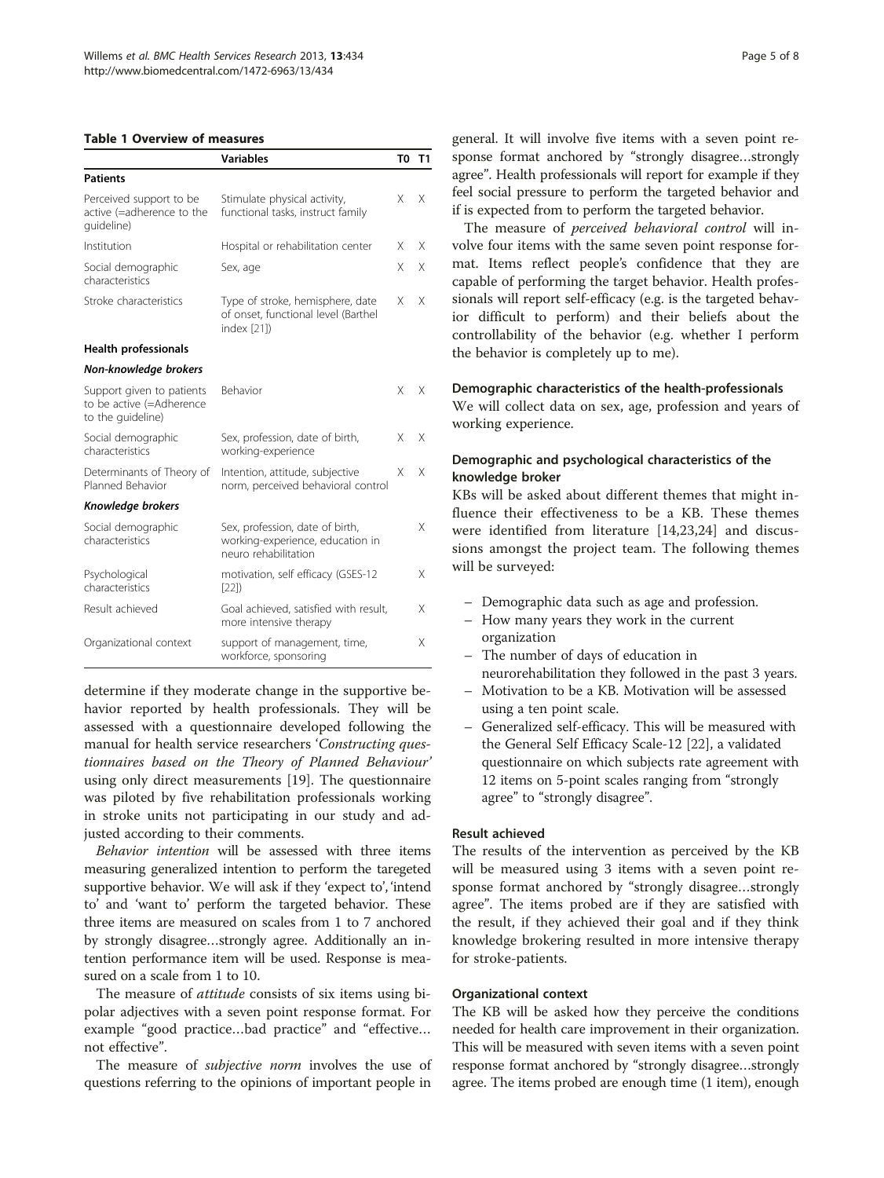**Table 1 Overview of measures**

| | Variables | T0 | T1 |
|---|---|---|---|
| **Patients** | | | |
| Perceived support to be active (=adherence to the guideline) | Stimulate physical activity, functional tasks, instruct family | X | X |
| Institution | Hospital or rehabilitation center | X | X |
| Social demographic characteristics | Sex, age | X | X |
| Stroke characteristics | Type of stroke, hemisphere, date of onset, functional level (Barthel index [21]) | X | X |
| **Health professionals** | | | |
| ***Non-knowledge brokers*** | | | |
| Support given to patients to be active (=Adherence to the guideline) | Behavior | X | X |
| Social demographic characteristics | Sex, profession, date of birth, working-experience | X | X |
| Determinants of Theory of Planned Behavior | Intention, attitude, subjective norm, perceived behavioral control | X | X |
| ***Knowledge brokers*** | | | |
| Social demographic characteristics | Sex, profession, date of birth, working-experience, education in neuro rehabilitation | | X |
| Psychological characteristics | motivation, self efficacy (GSES-12 [22]) | | X |
| Result achieved | Goal achieved, satisfied with result, more intensive therapy | | X |
| Organizational context | support of management, time, workforce, sponsoring | | X |

determine if they moderate change in the supportive behavior reported by health professionals. They will be assessed with a questionnaire developed following the manual for health service researchers '*Constructing questionnaires based on the Theory of Planned Behaviour*' using only direct measurements [19]. The questionnaire was piloted by five rehabilitation professionals working in stroke units not participating in our study and adjusted according to their comments.

*Behavior intention* will be assessed with three items measuring generalized intention to perform the taregeted supportive behavior. We will ask if they 'expect to', 'intend to' and 'want to' perform the targeted behavior. These three items are measured on scales from 1 to 7 anchored by strongly disagree…strongly agree. Additionally an intention performance item will be used. Response is measured on a scale from 1 to 10.

The measure of *attitude* consists of six items using bipolar adjectives with a seven point response format. For example "good practice…bad practice" and "effective…not effective".

The measure of *subjective norm* involves the use of questions referring to the opinions of important people in general. It will involve five items with a seven point response format anchored by "strongly disagree…strongly agree". Health professionals will report for example if they feel social pressure to perform the targeted behavior and if is expected from to perform the targeted behavior.

The measure of *perceived behavioral control* will involve four items with the same seven point response format. Items reflect people's confidence that they are capable of performing the target behavior. Health professionals will report self-efficacy (e.g. is the targeted behavior difficult to perform) and their beliefs about the controllability of the behavior (e.g. whether I perform the behavior is completely up to me).

#### Demographic characteristics of the health-professionals

We will collect data on sex, age, profession and years of working experience.

#### Demographic and psychological characteristics of the knowledge broker

KBs will be asked about different themes that might influence their effectiveness to be a KB. These themes were identified from literature [14,23,24] and discussions amongst the project team. The following themes will be surveyed:

- Demographic data such as age and profession.
- How many years they work in the current organization
- The number of days of education in neurorehabilitation they followed in the past 3 years.
- Motivation to be a KB. Motivation will be assessed using a ten point scale.
- Generalized self-efficacy. This will be measured with the General Self Efficacy Scale-12 [22], a validated questionnaire on which subjects rate agreement with 12 items on 5-point scales ranging from "strongly agree" to "strongly disagree".

#### Result achieved

The results of the intervention as perceived by the KB will be measured using 3 items with a seven point response format anchored by "strongly disagree…strongly agree". The items probed are if they are satisfied with the result, if they achieved their goal and if they think knowledge brokering resulted in more intensive therapy for stroke-patients.

#### Organizational context

The KB will be asked how they perceive the conditions needed for health care improvement in their organization. This will be measured with seven items with a seven point response format anchored by "strongly disagree…strongly agree. The items probed are enough time (1 item), enough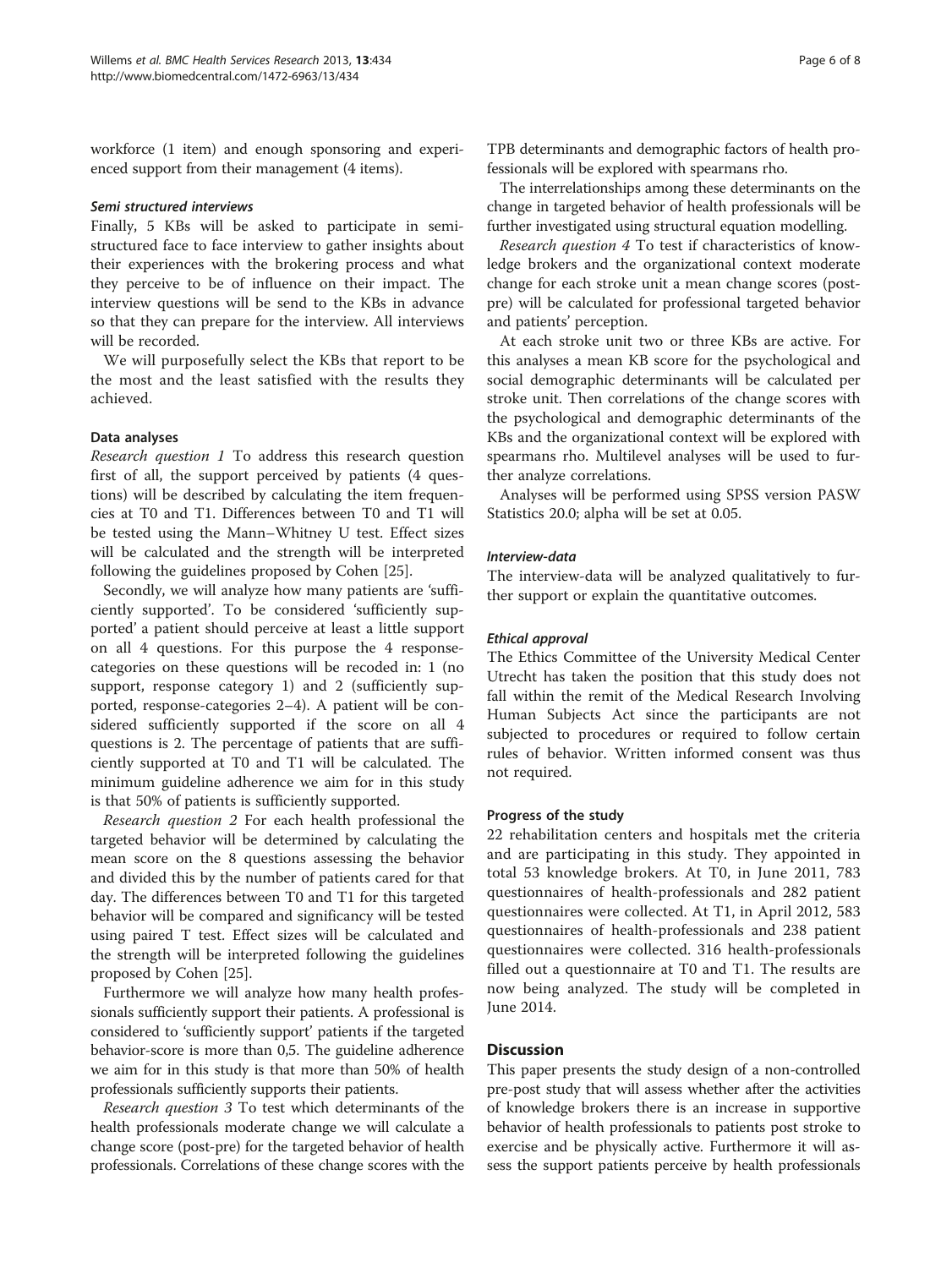workforce (1 item) and enough sponsoring and experienced support from their management (4 items).

#### Semi structured interviews

Finally, 5 KBs will be asked to participate in semi-structured face to face interview to gather insights about their experiences with the brokering process and what they perceive to be of influence on their impact. The interview questions will be send to the KBs in advance so that they can prepare for the interview. All interviews will be recorded.

We will purposefully select the KBs that report to be the most and the least satisfied with the results they achieved.

### Data analyses

*Research question 1* To address this research question first of all, the support perceived by patients (4 questions) will be described by calculating the item frequencies at T0 and T1. Differences between T0 and T1 will be tested using the Mann–Whitney U test. Effect sizes will be calculated and the strength will be interpreted following the guidelines proposed by Cohen [25].

Secondly, we will analyze how many patients are 'sufficiently supported'. To be considered 'sufficiently supported' a patient should perceive at least a little support on all 4 questions. For this purpose the 4 response-categories on these questions will be recoded in: 1 (no support, response category 1) and 2 (sufficiently supported, response-categories 2–4). A patient will be considered sufficiently supported if the score on all 4 questions is 2. The percentage of patients that are sufficiently supported at T0 and T1 will be calculated. The minimum guideline adherence we aim for in this study is that 50% of patients is sufficiently supported.

*Research question 2* For each health professional the targeted behavior will be determined by calculating the mean score on the 8 questions assessing the behavior and divided this by the number of patients cared for that day. The differences between T0 and T1 for this targeted behavior will be compared and significancy will be tested using paired T test. Effect sizes will be calculated and the strength will be interpreted following the guidelines proposed by Cohen [25].

Furthermore we will analyze how many health professionals sufficiently support their patients. A professional is considered to 'sufficiently support' patients if the targeted behavior-score is more than 0,5. The guideline adherence we aim for in this study is that more than 50% of health professionals sufficiently supports their patients.

*Research question 3* To test which determinants of the health professionals moderate change we will calculate a change score (post-pre) for the targeted behavior of health professionals. Correlations of these change scores with the TPB determinants and demographic factors of health professionals will be explored with spearmans rho.

The interrelationships among these determinants on the change in targeted behavior of health professionals will be further investigated using structural equation modelling.

*Research question 4* To test if characteristics of knowledge brokers and the organizational context moderate change for each stroke unit a mean change scores (post-pre) will be calculated for professional targeted behavior and patients' perception.

At each stroke unit two or three KBs are active. For this analyses a mean KB score for the psychological and social demographic determinants will be calculated per stroke unit. Then correlations of the change scores with the psychological and demographic determinants of the KBs and the organizational context will be explored with spearmans rho. Multilevel analyses will be used to further analyze correlations.

Analyses will be performed using SPSS version PASW Statistics 20.0; alpha will be set at 0.05.

#### Interview-data

The interview-data will be analyzed qualitatively to further support or explain the quantitative outcomes.

#### Ethical approval

The Ethics Committee of the University Medical Center Utrecht has taken the position that this study does not fall within the remit of the Medical Research Involving Human Subjects Act since the participants are not subjected to procedures or required to follow certain rules of behavior. Written informed consent was thus not required.

### Progress of the study

22 rehabilitation centers and hospitals met the criteria and are participating in this study. They appointed in total 53 knowledge brokers. At T0, in June 2011, 783 questionnaires of health-professionals and 282 patient questionnaires were collected. At T1, in April 2012, 583 questionnaires of health-professionals and 238 patient questionnaires were collected. 316 health-professionals filled out a questionnaire at T0 and T1. The results are now being analyzed. The study will be completed in June 2014.

## Discussion

This paper presents the study design of a non-controlled pre-post study that will assess whether after the activities of knowledge brokers there is an increase in supportive behavior of health professionals to patients post stroke to exercise and be physically active. Furthermore it will assess the support patients perceive by health professionals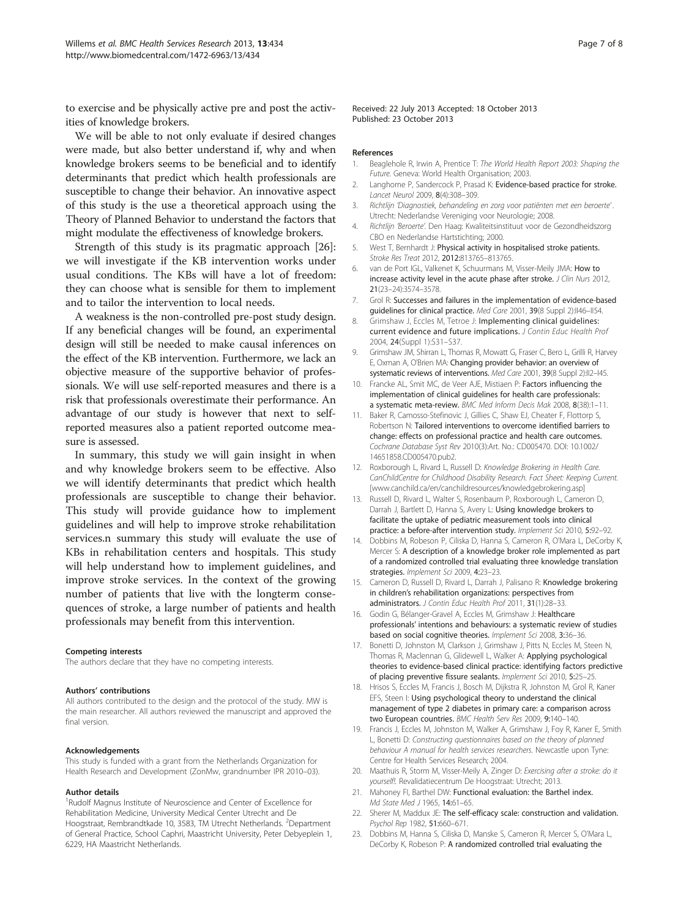to exercise and be physically active pre and post the activities of knowledge brokers.

We will be able to not only evaluate if desired changes were made, but also better understand if, why and when knowledge brokers seems to be beneficial and to identify determinants that predict which health professionals are susceptible to change their behavior. An innovative aspect of this study is the use a theoretical approach using the Theory of Planned Behavior to understand the factors that might modulate the effectiveness of knowledge brokers.

Strength of this study is its pragmatic approach [26]: we will investigate if the KB intervention works under usual conditions. The KBs will have a lot of freedom: they can choose what is sensible for them to implement and to tailor the intervention to local needs.

A weakness is the non-controlled pre-post study design. If any beneficial changes will be found, an experimental design will still be needed to make causal inferences on the effect of the KB intervention. Furthermore, we lack an objective measure of the supportive behavior of professionals. We will use self-reported measures and there is a risk that professionals overestimate their performance. An advantage of our study is however that next to self-reported measures also a patient reported outcome measure is assessed.

In summary, this study we will gain insight in when and why knowledge brokers seem to be effective. Also we will identify determinants that predict which health professionals are susceptible to change their behavior. This study will provide guidance how to implement guidelines and will help to improve stroke rehabilitation services.n summary this study will evaluate the use of KBs in rehabilitation centers and hospitals. This study will help understand how to implement guidelines, and improve stroke services. In the context of the growing number of patients that live with the longterm consequences of stroke, a large number of patients and health professionals may benefit from this intervention.

#### Competing interests
The authors declare that they have no competing interests.

#### Authors' contributions
All authors contributed to the design and the protocol of the study. MW is the main researcher. All authors reviewed the manuscript and approved the final version.

#### Acknowledgements
This study is funded with a grant from the Netherlands Organization for Health Research and Development (ZonMw, grandnumber IPR 2010–03).

#### Author details
[1]Rudolf Magnus Institute of Neuroscience and Center of Excellence for Rehabilitation Medicine, University Medical Center Utrecht and De Hoogstraat, Rembrandtkade 10, 3583, TM Utrecht Netherlands. [2]Department of General Practice, School Caphri, Maastricht University, Peter Debyeplein 1, 6229, HA Maastricht Netherlands.

Received: 22 July 2013 Accepted: 18 October 2013
Published: 23 October 2013

#### References
1. Beaglehole R, Irwin A, Prentice T: *The World Health Report 2003: Shaping the Future.* Geneva: World Health Organisation; 2003.
2. Langhorne P, Sandercock P, Prasad K: **Evidence-based practice for stroke.** *Lancet Neurol* 2009, **8**(4):308–309.
3. *Richtlijn 'Diagnostiek, behandeling en zorg voor patiënten met een beroerte'*. Utrecht: Nederlandse Vereniging voor Neurologie; 2008.
4. *Richtlijn 'Beroerte'*. Den Haag: Kwaliteitsinstituut voor de Gezondheidszorg CBO en Nederlandse Hartstichting; 2000.
5. West T, Bernhardt J: **Physical activity in hospitalised stroke patients.** *Stroke Res Treat* 2012, **2012**:813765–813765.
6. van de Port IGL, Valkenet K, Schuurmans M, Visser-Meily JMA: **How to increase activity level in the acute phase after stroke.** *J Clin Nurs* 2012, **21**(23–24):3574–3578.
7. Grol R: **Successes and failures in the implementation of evidence-based guidelines for clinical practice.** *Med Care* 2001, **39**(8 Suppl 2):II46–II54.
8. Grimshaw J, Eccles M, Tetroe J: **Implementing clinical guidelines: current evidence and future implications.** *J Contin Educ Health Prof* 2004, **24**(Suppl 1):S31–S37.
9. Grimshaw JM, Shirran L, Thomas R, Mowatt G, Fraser C, Bero L, Grilli R, Harvey E, Oxman A, O'Brien MA: **Changing provider behavior: an overview of systematic reviews of interventions.** *Med Care* 2001, **39**(8 Suppl 2):II2–II45.
10. Francke AL, Smit MC, de Veer AJE, Mistiaen P: **Factors influencing the implementation of clinical guidelines for health care professionals: a systematic meta-review.** *BMC Med Inform Decis Mak* 2008, **8**(38):1–11.
11. Baker R, Camosso-Stefinovic J, Gillies C, Shaw EJ, Cheater F, Flottorp S, Robertson N: **Tailored interventions to overcome identified barriers to change: effects on professional practice and health care outcomes.** *Cochrane Database Syst Rev* 2010(3):Art. No.: CD005470. DOI: 10.1002/14651858.CD005470.pub2.
12. Roxborough L, Rivard L, Russell D: *Knowledge Brokering in Health Care. CanChildCentre for Childhood Disability Research. Fact Sheet: Keeping Current.* [www.canchild.ca/en/canchildresources/knowledgebrokering.asp]
13. Russell D, Rivard L, Walter S, Rosenbaum P, Roxborough L, Cameron D, Darrah J, Bartlett D, Hanna S, Avery L: **Using knowledge brokers to facilitate the uptake of pediatric measurement tools into clinical practice: a before-after intervention study.** *Implement Sci* 2010, **5**:92–92.
14. Dobbins M, Robeson P, Ciliska D, Hanna S, Cameron R, O'Mara L, DeCorby K, Mercer S: **A description of a knowledge broker role implemented as part of a randomized controlled trial evaluating three knowledge translation strategies.** *Implement Sci* 2009, **4**:23–23.
15. Cameron D, Russell D, Rivard L, Darrah J, Palisano R: **Knowledge brokering in children's rehabilitation organizations: perspectives from administrators.** *J Contin Educ Health Prof* 2011, **31**(1):28–33.
16. Godin G, Bélanger-Gravel A, Eccles M, Grimshaw J: **Healthcare professionals' intentions and behaviours: a systematic review of studies based on social cognitive theories.** *Implement Sci* 2008, **3**:36–36.
17. Bonetti D, Johnston M, Clarkson J, Grimshaw J, Pitts N, Eccles M, Steen N, Thomas R, Maclennan G, Glidewell L, Walker A: **Applying psychological theories to evidence-based clinical practice: identifying factors predictive of placing preventive fissure sealants.** *Implement Sci* 2010, **5**:25–25.
18. Hrisos S, Eccles M, Francis J, Bosch M, Dijkstra R, Johnston M, Grol R, Kaner EFS, Steen I: **Using psychological theory to understand the clinical management of type 2 diabetes in primary care: a comparison across two European countries.** *BMC Health Serv Res* 2009, **9**:140–140.
19. Francis J, Eccles M, Johnston M, Walker A, Grimshaw J, Foy R, Kaner E, Smith L, Bonetti D: *Constructing questionnaires based on the theory of planned behaviour A manual for health services researchers.* Newcastle upon Tyne: Centre for Health Services Research; 2004.
20. Maathuis R, Storm M, Visser-Meily A, Zinger D: *Exercising after a stroke: do it yourself!*. Revalidatiecentrum De Hoogstraat: Utrecht; 2013.
21. Mahoney FI, Barthel DW: **Functional evaluation: the Barthel index.** *Md State Med J* 1965, **14**:61–65.
22. Sherer M, Maddux JE: **The self-efficacy scale: construction and validation.** *Psychol Rep* 1982, **51**:660–671.
23. Dobbins M, Hanna S, Ciliska D, Manske S, Cameron R, Mercer S, O'Mara L, DeCorby K, Robeson P: **A randomized controlled trial evaluating the**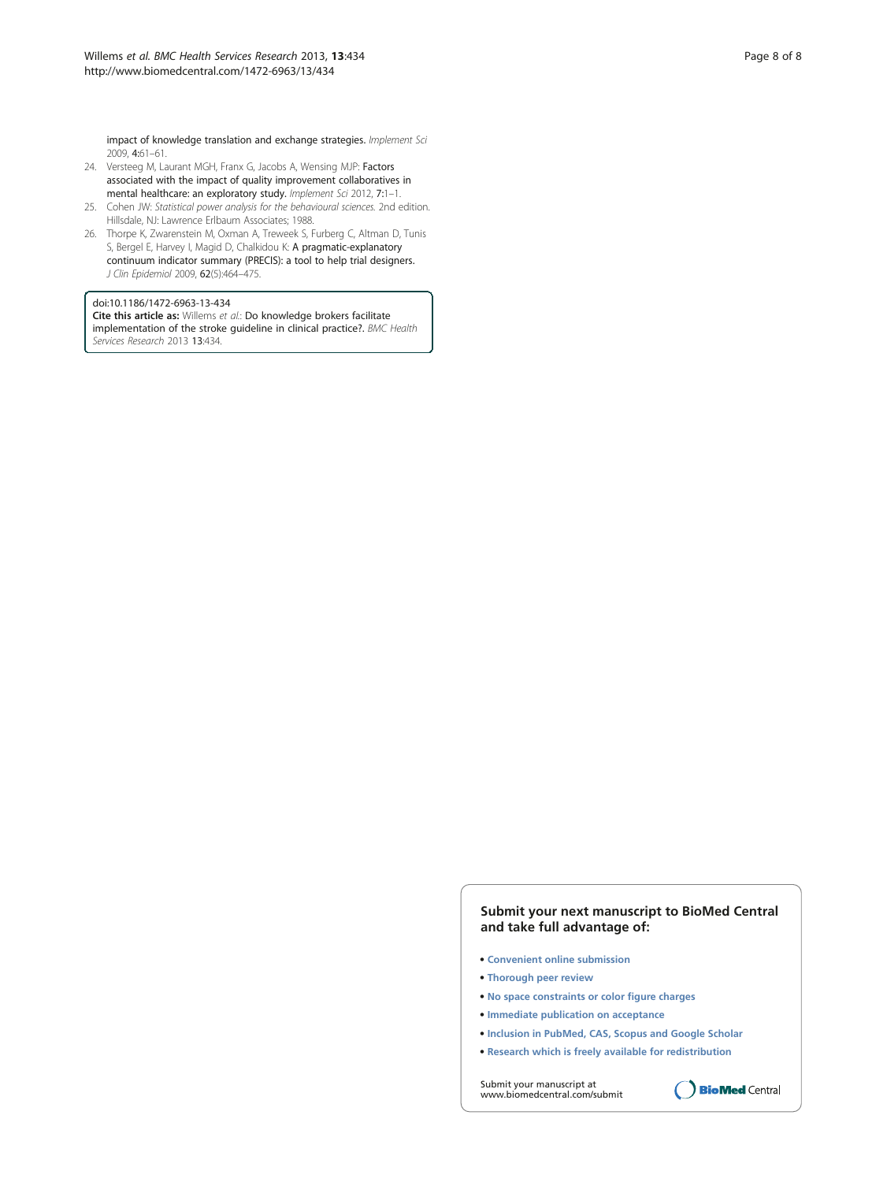impact of knowledge translation and exchange strategies. *Implement Sci* 2009, **4**:61–61.

24. Versteeg M, Laurant MGH, Franx G, Jacobs A, Wensing MJP: **Factors associated with the impact of quality improvement collaboratives in mental healthcare: an exploratory study.** *Implement Sci* 2012, **7**:1–1.
25. Cohen JW: *Statistical power analysis for the behavioural sciences.* 2nd edition. Hillsdale, NJ: Lawrence Erlbaum Associates; 1988.
26. Thorpe K, Zwarenstein M, Oxman A, Treweek S, Furberg C, Altman D, Tunis S, Bergel E, Harvey I, Magid D, Chalkidou K: **A pragmatic-explanatory continuum indicator summary (PRECIS): a tool to help trial designers.** *J Clin Epidemiol* 2009, **62**(5):464–475.

doi:10.1186/1472-6963-13-434
**Cite this article as:** Willems *et al.*: Do knowledge brokers facilitate implementation of the stroke guideline in clinical practice?. *BMC Health Services Research* 2013 **13**:434.

**Submit your next manuscript to BioMed Central and take full advantage of:**

- **Convenient online submission**
- **Thorough peer review**
- **No space constraints or color figure charges**
- **Immediate publication on acceptance**
- **Inclusion in PubMed, CAS, Scopus and Google Scholar**
- **Research which is freely available for redistribution**

Submit your manuscript at
www.biomedcentral.com/submit

BioMed Central